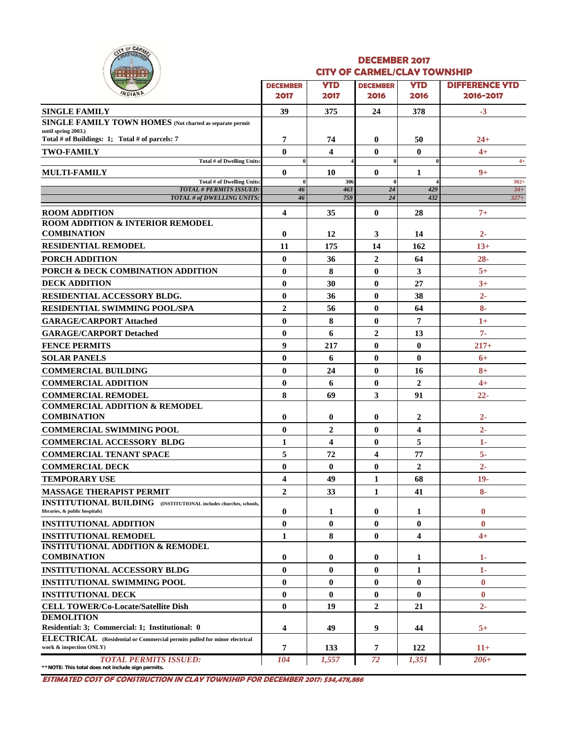## DECEMBER 2017
## CITY OF CARMEL/CLAY TOWNSHIP

| | DECEMBER 2017 | YTD 2017 | DECEMBER 2016 | YTD 2016 | DIFFERENCE YTD 2016-2017 |
|---|---|---|---|---|---|
| **SINGLE FAMILY** | 39 | 375 | 24 | 378 | -3 |
| **SINGLE FAMILY TOWN HOMES** (Not charted as separate permit until spring 2003.) Total # of Buildings: 1; Total # of parcels: 7 | 7 | 74 | 0 | 50 | 24+ |
| **TWO-FAMILY** | 0 | 4 | 0 | 0 | 4+ |
| Total # of Dwelling Units: | 0 | 4 | 0 | 0 | 4+ |
| **MULTI-FAMILY** | 0 | 10 | 0 | 1 | 9+ |
| Total # of Dwelling Units: | 0 | 306 | 0 | 4 | 302+ |
| *TOTAL # PERMITS ISSUED:* | *46* | *463* | *24* | *429* | *34+* |
| *TOTAL # of DWELLING UNITS:* | *46* | *759* | *24* | *432* | *327+* |
| **ROOM ADDITION** | 4 | 35 | 0 | 28 | 7+ |
| **ROOM ADDITION & INTERIOR REMODEL COMBINATION** | 0 | 12 | 3 | 14 | 2- |
| **RESIDENTIAL REMODEL** | 11 | 175 | 14 | 162 | 13+ |
| **PORCH ADDITION** | 0 | 36 | 2 | 64 | 28- |
| **PORCH & DECK COMBINATION ADDITION** | 0 | 8 | 0 | 3 | 5+ |
| **DECK ADDITION** | 0 | 30 | 0 | 27 | 3+ |
| **RESIDENTIAL ACCESSORY BLDG.** | 0 | 36 | 0 | 38 | 2- |
| **RESIDENTIAL SWIMMING POOL/SPA** | 2 | 56 | 0 | 64 | 8- |
| **GARAGE/CARPORT Attached** | 0 | 8 | 0 | 7 | 1+ |
| **GARAGE/CARPORT Detached** | 0 | 6 | 2 | 13 | 7- |
| **FENCE PERMITS** | 9 | 217 | 0 | 0 | 217+ |
| **SOLAR PANELS** | 0 | 6 | 0 | 0 | 6+ |
| **COMMERCIAL BUILDING** | 0 | 24 | 0 | 16 | 8+ |
| **COMMERCIAL ADDITION** | 0 | 6 | 0 | 2 | 4+ |
| **COMMERCIAL REMODEL** | 8 | 69 | 3 | 91 | 22- |
| **COMMERCIAL ADDITION & REMODEL COMBINATION** | 0 | 0 | 0 | 2 | 2- |
| **COMMERCIAL SWIMMING POOL** | 0 | 2 | 0 | 4 | 2- |
| **COMMERCIAL ACCESSORY BLDG** | 1 | 4 | 0 | 5 | 1- |
| **COMMERCIAL TENANT SPACE** | 5 | 72 | 4 | 77 | 5- |
| **COMMERCIAL DECK** | 0 | 0 | 0 | 2 | 2- |
| **TEMPORARY USE** | 4 | 49 | 1 | 68 | 19- |
| **MASSAGE THERAPIST PERMIT** | 2 | 33 | 1 | 41 | 8- |
| **INSTITUTIONAL BUILDING** (INSTITUTIONAL includes churches, schools, libraries, & public hospitals) | 0 | 1 | 0 | 1 | 0 |
| **INSTITUTIONAL ADDITION** | 0 | 0 | 0 | 0 | 0 |
| **INSTITUTIONAL REMODEL** | 1 | 8 | 0 | 4 | 4+ |
| **INSTITUTIONAL ADDITION & REMODEL COMBINATION** | 0 | 0 | 0 | 1 | 1- |
| **INSTITUTIONAL ACCESSORY BLDG** | 0 | 0 | 0 | 1 | 1- |
| **INSTITUTIONAL SWIMMING POOL** | 0 | 0 | 0 | 0 | 0 |
| **INSTITUTIONAL DECK** | 0 | 0 | 0 | 0 | 0 |
| **CELL TOWER/Co-Locate/Satellite Dish** | 0 | 19 | 2 | 21 | 2- |
| **DEMOLITION** Residential: 3; Commercial: 1; Institutional: 0 | 4 | 49 | 9 | 44 | 5+ |
| **ELECTRICAL** (Residential or Commercial permits pulled for minor electrical work & inspection ONLY) | 7 | 133 | 7 | 122 | 11+ |
| *TOTAL PERMITS ISSUED:* | *104* | *1,557* | *72* | *1,351* | *206+* |

**NOTE: This total does not include sign permits.

***ESTIMATED COST OF CONSTRUCTION IN CLAY TOWNSHIP FOR DECEMBER 2017: $34,478,886***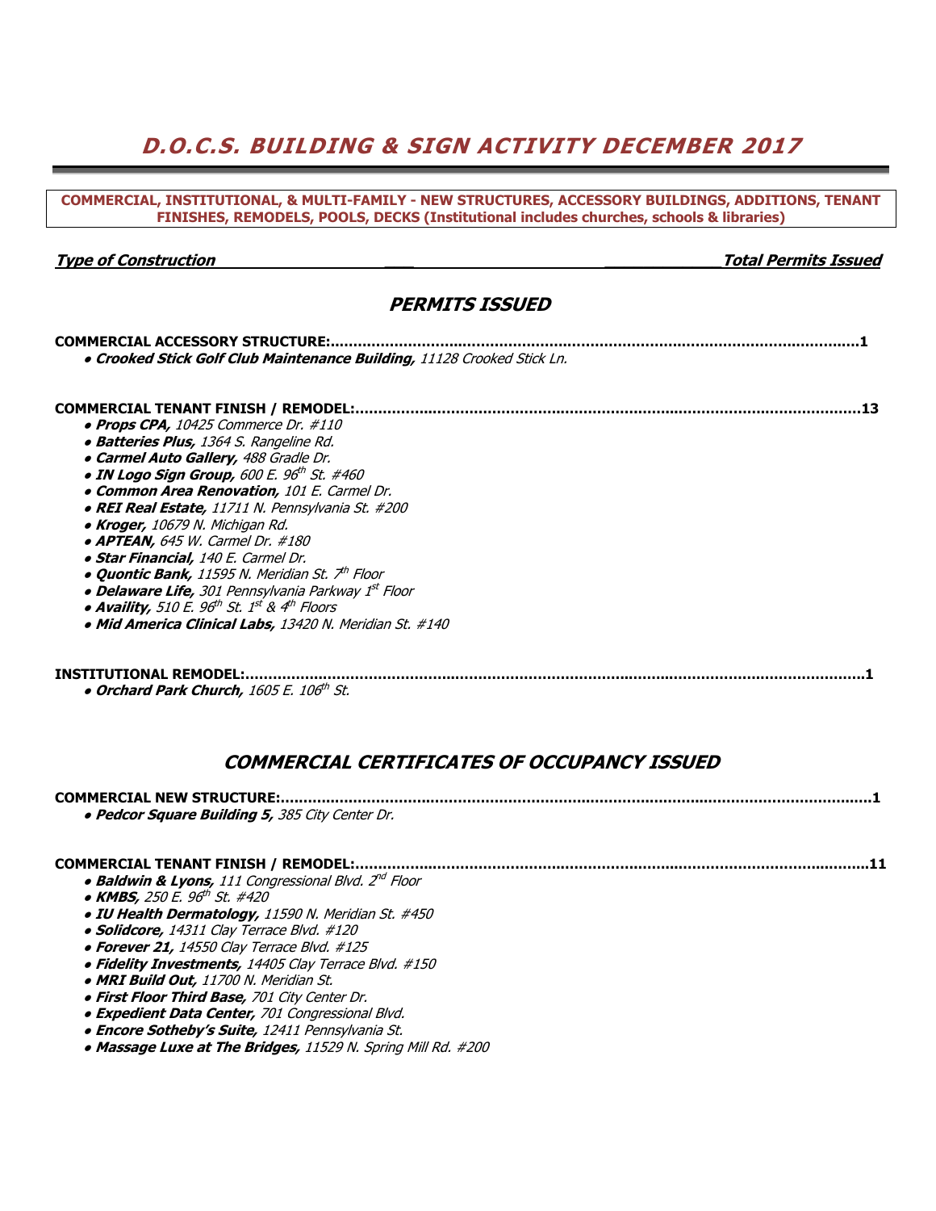# D.O.C.S. BUILDING & SIGN ACTIVITY DECEMBER 2017

**COMMERCIAL, INSTITUTIONAL, & MULTI-FAMILY - NEW STRUCTURES, ACCESSORY BUILDINGS, ADDITIONS, TENANT FINISHES, REMODELS, POOLS, DECKS (Institutional includes churches, schools & libraries)**

***Type of Construction*** — ***Total Permits Issued***

## *PERMITS ISSUED*

**COMMERCIAL ACCESSORY STRUCTURE:......1**

- ***Crooked Stick Golf Club Maintenance Building,*** *11128 Crooked Stick Ln.*

**COMMERCIAL TENANT FINISH / REMODEL:......13**

- ***Props CPA,*** *10425 Commerce Dr. #110*
- ***Batteries Plus,*** *1364 S. Rangeline Rd.*
- ***Carmel Auto Gallery,*** *488 Gradle Dr.*
- ***IN Logo Sign Group,*** *600 E. 96th St. #460*
- ***Common Area Renovation,*** *101 E. Carmel Dr.*
- ***REI Real Estate,*** *11711 N. Pennsylvania St. #200*
- ***Kroger,*** *10679 N. Michigan Rd.*
- ***APTEAN,*** *645 W. Carmel Dr. #180*
- ***Star Financial,*** *140 E. Carmel Dr.*
- ***Quontic Bank,*** *11595 N. Meridian St. 7th Floor*
- ***Delaware Life,*** *301 Pennsylvania Parkway 1st Floor*
- ***Availity,*** *510 E. 96th St. 1st & 4th Floors*
- ***Mid America Clinical Labs,*** *13420 N. Meridian St. #140*

**INSTITUTIONAL REMODEL:......1**

- ***Orchard Park Church,*** *1605 E. 106th St.*

## *COMMERCIAL CERTIFICATES OF OCCUPANCY ISSUED*

**COMMERCIAL NEW STRUCTURE:......1**

- ***Pedcor Square Building 5,*** *385 City Center Dr.*

**COMMERCIAL TENANT FINISH / REMODEL:......11**

- ***Baldwin & Lyons,*** *111 Congressional Blvd. 2nd Floor*
- ***KMBS,*** *250 E. 96th St. #420*
- ***IU Health Dermatology,*** *11590 N. Meridian St. #450*
- ***Solidcore,*** *14311 Clay Terrace Blvd. #120*
- ***Forever 21,*** *14550 Clay Terrace Blvd. #125*
- ***Fidelity Investments,*** *14405 Clay Terrace Blvd. #150*
- ***MRI Build Out,*** *11700 N. Meridian St.*
- ***First Floor Third Base,*** *701 City Center Dr.*
- ***Expedient Data Center,*** *701 Congressional Blvd.*
- ***Encore Sotheby's Suite,*** *12411 Pennsylvania St.*
- ***Massage Luxe at The Bridges,*** *11529 N. Spring Mill Rd. #200*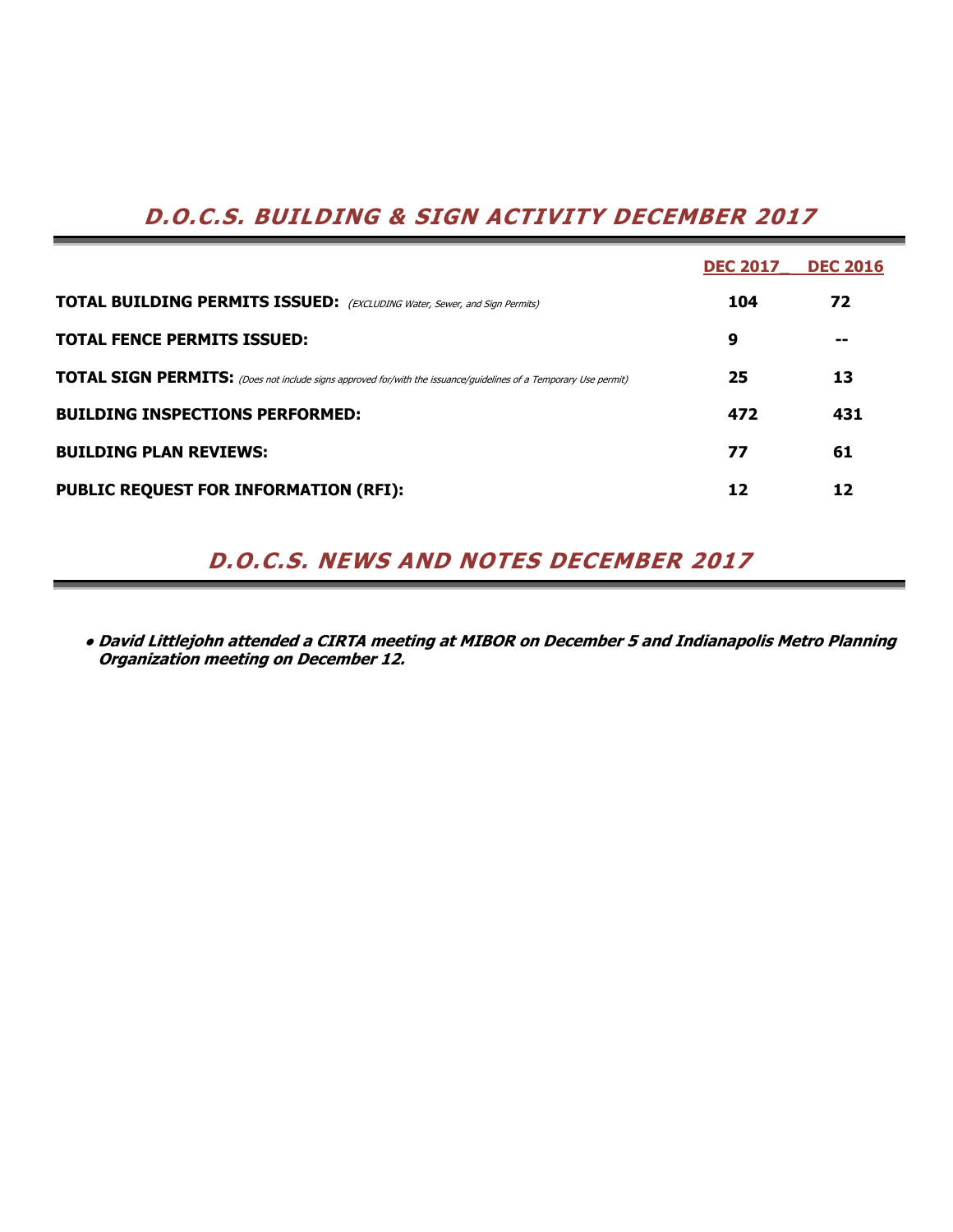## *D.O.C.S. BUILDING & SIGN ACTIVITY DECEMBER 2017*

| | DEC 2017 | DEC 2016 |
|---|---|---|
| **TOTAL BUILDING PERMITS ISSUED:** *(EXCLUDING Water, Sewer, and Sign Permits)* | **104** | **72** |
| **TOTAL FENCE PERMITS ISSUED:** | **9** | **--** |
| **TOTAL SIGN PERMITS:** *(Does not include signs approved for/with the issuance/guidelines of a Temporary Use permit)* | **25** | **13** |
| **BUILDING INSPECTIONS PERFORMED:** | **472** | **431** |
| **BUILDING PLAN REVIEWS:** | **77** | **61** |
| **PUBLIC REQUEST FOR INFORMATION (RFI):** | **12** | **12** |

## *D.O.C.S. NEWS AND NOTES DECEMBER 2017*

- ***David Littlejohn attended a CIRTA meeting at MIBOR on December 5 and Indianapolis Metro Planning Organization meeting on December 12.***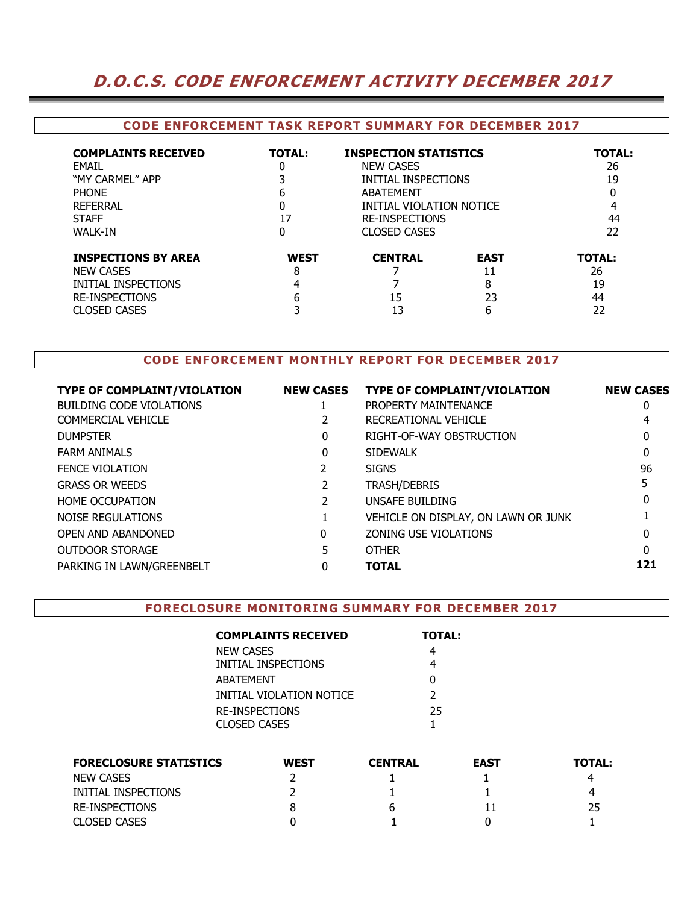# D.O.C.S. CODE ENFORCEMENT ACTIVITY DECEMBER 2017

## CODE ENFORCEMENT TASK REPORT SUMMARY FOR DECEMBER 2017

| COMPLAINTS RECEIVED | TOTAL: | INSPECTION STATISTICS | TOTAL: |
|---|---|---|---|
| EMAIL | 0 | NEW CASES | 26 |
| "MY CARMEL" APP | 3 | INITIAL INSPECTIONS | 19 |
| PHONE | 6 | ABATEMENT | 0 |
| REFERRAL | 0 | INITIAL VIOLATION NOTICE | 4 |
| STAFF | 17 | RE-INSPECTIONS | 44 |
| WALK-IN | 0 | CLOSED CASES | 22 |

| INSPECTIONS BY AREA | WEST | CENTRAL | EAST | TOTAL: |
|---|---|---|---|---|
| NEW CASES | 8 | 7 | 11 | 26 |
| INITIAL INSPECTIONS | 4 | 7 | 8 | 19 |
| RE-INSPECTIONS | 6 | 15 | 23 | 44 |
| CLOSED CASES | 3 | 13 | 6 | 22 |

## CODE ENFORCEMENT MONTHLY REPORT FOR DECEMBER 2017

| TYPE OF COMPLAINT/VIOLATION | NEW CASES | TYPE OF COMPLAINT/VIOLATION | NEW CASES |
|---|---|---|---|
| BUILDING CODE VIOLATIONS | 1 | PROPERTY MAINTENANCE | 0 |
| COMMERCIAL VEHICLE | 2 | RECREATIONAL VEHICLE | 4 |
| DUMPSTER | 0 | RIGHT-OF-WAY OBSTRUCTION | 0 |
| FARM ANIMALS | 0 | SIDEWALK | 0 |
| FENCE VIOLATION | 2 | SIGNS | 96 |
| GRASS OR WEEDS | 2 | TRASH/DEBRIS | 5 |
| HOME OCCUPATION | 2 | UNSAFE BUILDING | 0 |
| NOISE REGULATIONS | 1 | VEHICLE ON DISPLAY, ON LAWN OR JUNK | 1 |
| OPEN AND ABANDONED | 0 | ZONING USE VIOLATIONS | 0 |
| OUTDOOR STORAGE | 5 | OTHER | 0 |
| PARKING IN LAWN/GREENBELT | 0 | **TOTAL** | **121** |

## FORECLOSURE MONITORING SUMMARY FOR DECEMBER 2017

| COMPLAINTS RECEIVED | TOTAL: |
|---|---|
| NEW CASES | 4 |
| INITIAL INSPECTIONS | 4 |
| ABATEMENT | 0 |
| INITIAL VIOLATION NOTICE | 2 |
| RE-INSPECTIONS | 25 |
| CLOSED CASES | 1 |

| FORECLOSURE STATISTICS | WEST | CENTRAL | EAST | TOTAL: |
|---|---|---|---|---|
| NEW CASES | 2 | 1 | 1 | 4 |
| INITIAL INSPECTIONS | 2 | 1 | 1 | 4 |
| RE-INSPECTIONS | 8 | 6 | 11 | 25 |
| CLOSED CASES | 0 | 1 | 0 | 1 |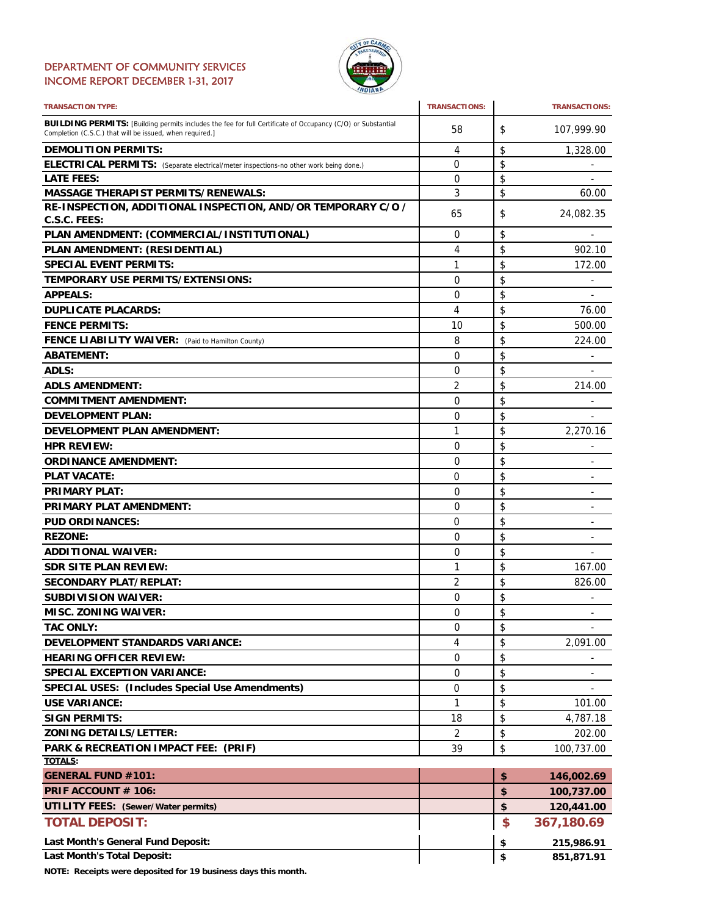# DEPARTMENT OF COMMUNITY SERVICES
## INCOME REPORT DECEMBER 1-31, 2017

| TRANSACTION TYPE: | TRANSACTIONS: | TRANSACTIONS: |
|---|---|---|
| **BUILDING PERMITS:** [Building permits includes the fee for full Certificate of Occupancy (C/O) or Substantial Completion (C.S.C.) that will be issued, when required.] | 58 | $ 107,999.90 |
| **DEMOLITION PERMITS:** | 4 | $ 1,328.00 |
| **ELECTRICAL PERMITS:** (Separate electrical/meter inspections-no other work being done.) | 0 | $ - |
| **LATE FEES:** | 0 | $ - |
| **MASSAGE THERAPIST PERMITS/RENEWALS:** | 3 | $ 60.00 |
| **RE-INSPECTION, ADDITIONAL INSPECTION, AND/OR TEMPORARY C/O / C.S.C. FEES:** | 65 | $ 24,082.35 |
| **PLAN AMENDMENT: (COMMERCIAL/INSTITUTIONAL)** | 0 | $ - |
| **PLAN AMENDMENT: (RESIDENTIAL)** | 4 | $ 902.10 |
| **SPECIAL EVENT PERMITS:** | 1 | $ 172.00 |
| **TEMPORARY USE PERMITS/EXTENSIONS:** | 0 | $ - |
| **APPEALS:** | 0 | $ - |
| **DUPLICATE PLACARDS:** | 4 | $ 76.00 |
| **FENCE PERMITS:** | 10 | $ 500.00 |
| **FENCE LIABILITY WAIVER:** (Paid to Hamilton County) | 8 | $ 224.00 |
| **ABATEMENT:** | 0 | $ - |
| **ADLS:** | 0 | $ - |
| **ADLS AMENDMENT:** | 2 | $ 214.00 |
| **COMMITMENT AMENDMENT:** | 0 | $ - |
| **DEVELOPMENT PLAN:** | 0 | $ - |
| **DEVELOPMENT PLAN AMENDMENT:** | 1 | $ 2,270.16 |
| **HPR REVIEW:** | 0 | $ - |
| **ORDINANCE AMENDMENT:** | 0 | $ - |
| **PLAT VACATE:** | 0 | $ - |
| **PRIMARY PLAT:** | 0 | $ - |
| **PRIMARY PLAT AMENDMENT:** | 0 | $ - |
| **PUD ORDINANCES:** | 0 | $ - |
| **REZONE:** | 0 | $ - |
| **ADDITIONAL WAIVER:** | 0 | $ - |
| **SDR SITE PLAN REVIEW:** | 1 | $ 167.00 |
| **SECONDARY PLAT/REPLAT:** | 2 | $ 826.00 |
| **SUBDIVISION WAIVER:** | 0 | $ - |
| **MISC. ZONING WAIVER:** | 0 | $ - |
| **TAC ONLY:** | 0 | $ - |
| **DEVELOPMENT STANDARDS VARIANCE:** | 4 | $ 2,091.00 |
| **HEARING OFFICER REVIEW:** | 0 | $ - |
| **SPECIAL EXCEPTION VARIANCE:** | 0 | $ - |
| **SPECIAL USES: (Includes Special Use Amendments)** | 0 | $ - |
| **USE VARIANCE:** | 1 | $ 101.00 |
| **SIGN PERMITS:** | 18 | $ 4,787.18 |
| **ZONING DETAILS/LETTER:** | 2 | $ 202.00 |
| **PARK & RECREATION IMPACT FEE: (PRIF)** | 39 | $ 100,737.00 |
| **TOTALS:** | | |
| **GENERAL FUND #101:** | | **$ 146,002.69** |
| **PRIF ACCOUNT # 106:** | | **$ 100,737.00** |
| **UTILITY FEES: (Sewer/Water permits)** | | **$ 120,441.00** |
| **TOTAL DEPOSIT:** | | **$ 367,180.69** |
| **Last Month's General Fund Deposit:** | | **$ 215,986.91** |
| **Last Month's Total Deposit:** | | **$ 851,871.91** |

**NOTE: Receipts were deposited for 19 business days this month.**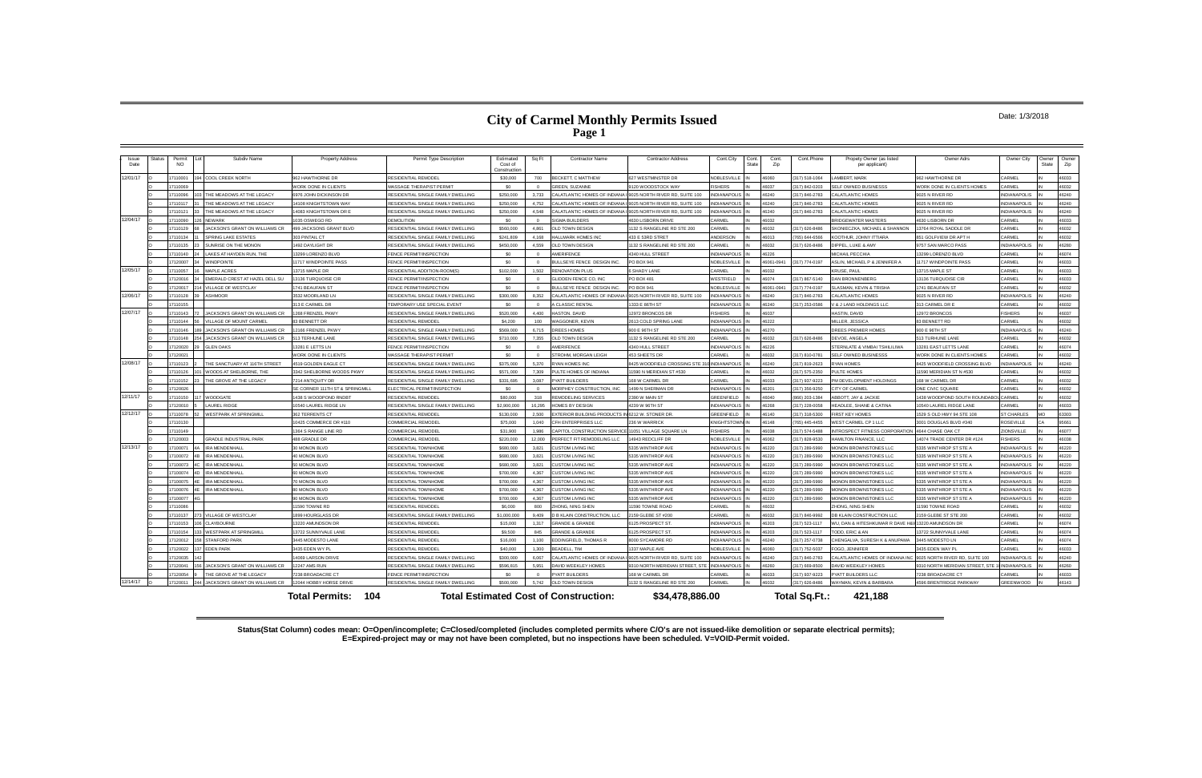# City of Carmel Monthly Permits Issued

Date: 1/3/2018

| Issue Date | Status | Permit NO. | Lot | Subdiv Name | Property Address | Permit Type Description | Estimated Cost of Construction | Sq Ft | Contractor Name | Contractor Address | Cont.City | Cont. State | Cont. Zip | Cont.Phone | Propety Owner (as listed per applicant) | Owner Adrs | Owner City | Owner State | Owner Zip |
|---|---|---|---|---|---|---|---|---|---|---|---|---|---|---|---|---|---|---|---|
| 12/01/17 | O | 17110001 | 194 | COOL CREEK NORTH | 962 HAWTHORNE DR | RESIDENTIAL REMODEL | $30,000 | 700 | BECKETT, C MATTHEW | 627 WESTMINSTER DR | NOBLESVILLE | IN | 46060 | (317) 518-1064 | LAMBERT, MARK | 962 HAWTHORNE DR | CARMEL | IN | 46033 |
| | O | 17110069 | | | WORK DONE IN CLIENTS | MASSAGE THERAPIST PERMIT | $0 | 0 | GREEN, SUZANNE | 9120 WOODSTOCK WAY | FISHERS | IN | 46037 | (317) 842-0203 | SELF OWNED BUSINESSS | WORK DONE IN CLIENTS HOMES | CARMEL | IN | 46032 |
| | O | 17110096 | 103 | THE MEADOWS AT THE LEGACY | 6976 JOHN DICKINSON DR | RESIDENTIAL SINGLE FAMILY DWELLING | $250,000 | 3,733 | CALATLANTIC HOMES OF INDIANA | 9025 NORTH RIVER RD, SUITE 100 | INDIANAPOLIS | IN | 46240 | (317) 846-2783 | CALATLANTIC HOMES | 9025 N RIVER RD | INDIANAPOLIS | IN | 46240 |
| | O | 17110117 | 31 | THE MEADOWS AT THE LEGACY | 14108 KNIGHTSTOWN WAY | RESIDENTIAL SINGLE FAMILY DWELLING | $250,000 | 4,752 | CALATLANTIC HOMES OF INDIANA | 9025 NORTH RIVER RD, SUITE 200 | INDIANAPOLIS | IN | 46240 | (317) 846-2783 | CALATLANTIC HOMES | 9025 N RIVER RD | INDIANAPOLIS | IN | 46240 |
| | O | 17110121 | 33 | THE MEADOWS AT THE LEGACY | 14083 KNIGHTSTOWN DR E | RESIDENTIAL SINGLE FAMILY DWELLING | $250,000 | 4,548 | CALATLANTIC HOMES OF INDIANA | 9025 NORTH RIVER RD, SUITE 100 | INDIANAPOLIS | IN | 46240 | (317) 846-2783 | CALATLANTIC HOMES | 9025 N RIVER RD | INDIANAPOLIS | IN | 46240 |
| 12/04/17 | O | 17110090 | 126 | NEWARK | 1035 OSWEGO RD | DEMOLITION | $0 | 0 | SIGMA BUILDERS | 4630 LISBORN DRIVE | CARMEL | IN | 46033 | | BRIDGEWATER MASTERS | 4630 LISBORN DR | CARMEL | IN | 46033 |
| | O | 17110129 | 68 | JACKSON'S GRANT ON WILLIAMS CR | 499 JACKSONS GRANT BLVD | RESIDENTIAL SINGLE FAMILY DWELLING | $560,000 | 4,861 | OLD TOWN DESIGN | 1132 S RANGELINE RD STE 200 | CARMEL | IN | 46032 | (317) 626-8486 | SKONIECZKA, MICHAEL & SHANNON | 13764 ROYAL SADDLE DR | CARMEL | IN | 46032 |
| | O | 17110134 | 31 | SPRING LAKE ESTATES | 303 PINTAIL CT | RESIDENTIAL SINGLE FAMILY DWELLING | $241,809 | 4,168 | HALLMARK HOMES INC | 433 E 53RD STREET | ANDERSON | IN | 46013 | (765) 644-6566 | KOOTHUR, JOHNY ITTIARA | 851 GOLFVIEW DR APT H | CARMEL | IN | 46032 |
| | O | 17110135 | 23 | SUNRISE ON THE MONON | 1492 DAYLIGHT DR | RESIDENTIAL SINGLE FAMILY DWELLING | $450,000 | 4,559 | OLD TOWN DESIGN | 1132 S RANGELINE RD STE 200 | CARMEL | IN | 46032 | (317) 626-8486 | DIPPEL, LUKE & AMY | 9757 SAN MARCO PASS | INDIANAPOLIS | IN | 46280 |
| | O | 17110140 | 24 | LAKES AT HAYDEN RUN, THE | 13299 LORENZO BLVD | FENCE PERMIT/INSPECTION | $0 | 0 | AMERIFENCE | 4340 HULL STREET | INDIANAPOLIS | IN | 46226 | | MICHAIL PECCHIA | 13299 LORENZO BLVD | CARMEL | IN | 46074 |
| | O | 17120007 | 34 | WINDPOINTE | 11717 WINDPOINTE PASS | FENCE PERMIT/INSPECTION | $0 | 0 | BULLSEYE FENCE DESIGN INC. | PO BOX 941 | NOBLESVILLE | IN | 46061-0941 | (317) 774-0197 | ASLIN, MICHAEL P & JENNIFER A | 11717 WINDPOINTE PASS | CARMEL | IN | 46033 |
| 12/05/17 | O | 17110057 | 16 | MAPLE ACRES | 13715 MAPLE DR | RESIDENTIAL ADDITION-ROOM(S) | $102,000 | 1,502 | RENOVATION PLUS | 6 SHADY LANE | CARMEL | IN | 46032 | | KRUSE, PAUL | 13715 MAPLE ST | CARMEL | IN | 46033 |
| | O | 17120016 | 34 | EMERALD CREST AT HAZEL DELL SU | 13136 TURQUOISE CIR | FENCE PERMIT/INSPECTION | $0 | 0 | GLIDDEN FENCE CO, INC | PO BOX 481 | WESTFIELD | IN | 46074 | (317) 867-5140 | DAN BRONNENBERG | 13136 TURQUOISE CIR | CARMEL | IN | 46033 |
| | O | 17120017 | 214 | VILLAGE OF WESTCLAY | 1741 BEAUFAIN ST | FENCE PERMIT/INSPECTION | $0 | 0 | BULLSEYE FENCE DESIGN INC. | PO BOX 941 | NOBLESVILLE | IN | 46061-0941 | (317) 774-0197 | GLASMAN, KEVIN & TRISHA | 1741 BEAUFAIN ST | CARMEL | IN | 46032 |
| 12/06/17 | O | 17110128 | 39 | ASHMOOR | 3532 MOORLAND LN | RESIDENTIAL SINGLE FAMILY DWELLING | $300,000 | 8,352 | CALATLANTIC HOMES OF INDIANA | 9025 NORTH RIVER RD, SUITE 100 | INDIANAPOLIS | IN | 46240 | (317) 846-2783 | CALATLANTIC HOMES | 9025 N RIVER RD | INDIANAPOLIS | IN | 46240 |
| | O | 17110155 | | | 313 E CARMEL DR | TEMPORARY USE SPECIAL EVENT | $0 | 0 | A CLASSIC RENTAL | 1333 E 86TH ST | INDIANAPOLIS | IN | 46240 | (317) 253-0586 | V & J LAND HOLDINGS LLC | 313 CARMEL DR E | CARMEL | IN | 46032 |
| 12/07/17 | O | 17110143 | 72 | JACKSON'S GRANT ON WILLIAMS CR | 1268 FRENZEL PKWY | RESIDENTIAL SINGLE FAMILY DWELLING | $520,000 | 4,400 | HASTIN, DAVID | 12972 BRONCOS DR | FISHERS | IN | 46037 | | HASTIN, DAVID | 12972 BRONCOS | FISHERS | IN | 46037 |
| | O | 17110144 | 56 | VILLAGE OF MOUNT CARMEL | 83 BENNETT DR | RESIDENTIAL REMODEL | $4,200 | 100 | WAGGONER, KEVIN | 2613 COLD SPRING LANE | INDIANAPOLIS | IN | 46222 | | MILLER, JESSICA | 83 BENNETT RD | CARMEL | IN | 46032 |
| | O | 17110146 | 189 | JACKSON'S GRANT ON WILLIAMS CR | 12166 FRENZEL PKWY | RESIDENTIAL SINGLE FAMILY DWELLING | $569,000 | 6,715 | DREES HOMES | 900 E 96TH ST | INDIANAPOLIS | IN | 46270 | | DREES PREMIER HOMES | 900 E 96TH ST | INDIANAPOLIS | IN | 46240 |
| | O | 17110148 | 254 | JACKSON'S GRANT ON WILLIAMS CR | 513 TERHUNE LANE | RESIDENTIAL SINGLE FAMILY DWELLING | $710,000 | 7,355 | OLD TOWN DESIGN | 1132 S RANGELINE RD STE 200 | CARMEL | IN | 46032 | (317) 626-8486 | DEVOE, ANGELA | 513 TURHUNE LANE | CARMEL | IN | 46032 |
| | O | 17120020 | 29 | GLEN OAKS | 13281 E LETTS LN | FENCE PERMIT/INSPECTION | $0 | 0 | AMERIFENCE | 4340 HULL STREET | INDIANAPOLIS | IN | 46226 | | STERNLATE & VIMBAI TSHULIJWA | 13281 EAST LETTS LANE | CARMEL | IN | 46074 |
| | O | 17120021 | | | WORK DONE IN CLIENTS | MASSAGE THERAPIST PERMIT | $0 | 0 | STROHM, MORGAN LEIGH | 453 SHEETS DR | CARMEL | IN | 46032 | (317) 810-0761 | SELF OWNED BUSINESSS | WORK DONE IN CLIENTS HOMES | CARMEL | IN | 46032 |
| 12/08/17 | O | 17110123 | 7 | THE SANCTUARY AT 116TH STREET | 4519 GOLDEN EAGLE CT | RESIDENTIAL SINGLE FAMILY DWELLING | $375,000 | 5,370 | RYAN HOMES INC | 8425 WOODFIELD CROSSING STE 310 | INDIANAPOLIS | IN | 46240 | (317) 819-2623 | RYAN HOMES | 8425 WOODFIELD CROSSING BLVD | INDIANAPOLIS | IN | 46240 |
| | O | 17110126 | 101 | WOODS AT SHELBORNE, THE | 3342 SHELBORNE WOODS PKWY | RESIDENTIAL SINGLE FAMILY DWELLING | $571,000 | 7,309 | PULTE HOMES OF INDIANA | 11590 N MERIDIAN ST N #530 | CARMEL | IN | 46032 | (317) 575-2350 | PULTE HOMES | 11590 MERIDIAN ST N #530 | CARMEL | IN | 46032 |
| | O | 17110152 | 23 | THE GROVE AT THE LEGACY | 7214 ANTIQUITY DR | RESIDENTIAL SINGLE FAMILY DWELLING | $331,695 | 3,087 | PYATT BUILDERS | 168 W CARMEL DR | CARMEL | IN | 46033 | (317) 937-9223 | PM DEVELOPMENT HOLDINGS | 168 W CARMEL DR | CARMEL | IN | 46032 |
| | O | 17120026 | | | SE CORNER 111TH ST & SPRINGMILL | ELECTRICAL PERMIT/INSPECTION | $0 | 0 | MORPHEY CONSTRUCTION, INC | 1499 N SHERMAN DR | INDIANAPOLIS | IN | 46201 | (317) 356-9250 | CITY OF CARMEL | ONE CIVIC SQUARE | CARMEL | IN | 46032 |
| 12/11/17 | O | 17110150 | 117 | WOODGATE | 1438 S WOODPOND RNDBT | RESIDENTIAL REMODEL | $80,000 | 318 | REMODELING SERVICES | 2390 W MAIN ST | GREENFIELD | IN | 46040 | (866) 203-1384 | ABBOTT, JAY & JACKIE | 1438 WOODPOND SOUTH ROUNDABOUT | CARMEL | IN | 46032 |
| | O | 17120010 | 5 | LAUREL RIDGE | 10540 LAUREL RIDGE LN | RESIDENTIAL SINGLE FAMILY DWELLING | $2,900,000 | 16,295 | HOMES BY DESIGN | 4239 W 96TH ST | INDIANAPOLIS | IN | 46268 | (317) 228-0058 | HEADLEE, SHANE & CATINA | 10540 LAUREL RIDGE LANE | CARMEL | IN | 46033 |
| 12/12/17 | O | 17100078 | 52 | WESTPARK AT SPRINGMILL | 362 TERRENTS CT | RESIDENTIAL REMODEL | $130,000 | 2,500 | EXTERIOR BUILDING PRODUCTS IN | 6212 W. STONER DR. | GREENFIELD | IN | 46140 | (317) 318-5300 | FIRST KEY HOMES | 1529 S OLD HWY 94 STE 108 | ST CHARLES | MO | 63303 |
| | O | 17110130 | | | 10425 COMMERCE DR #110 | COMMERCIAL REMODEL | $75,000 | 1,040 | CFH ENTERPRISES LLC | 236 W WARRICK | KNIGHTSTOWN | IN | 46148 | (765) 445-4455 | WEST CARMEL CP 1 LLC | 3001 DOUGLAS BLVD #340 | ROSEVILLE | CA | 95661 |
| | O | 17110149 | | | 1364 S RANGE LINE RD | COMMERCIAL REMODEL | $31,900 | 1,986 | CAPITOL CONSTRUCTION SERVICE | 11051 VILLAGE SQUARE LN | FISHERS | IN | 46038 | (317) 574-5488 | INTROSPECT FITNESS CORPORATION | 4644 CHASE OAK CT | ZIONSVILLE | IN | 46077 |
| | O | 17120003 | | GRADLE INDUSTRIAL PARK | 488 GRADLE DR | COMMERCIAL REMODEL | $220,000 | 12,000 | PERFECT FIT REMODELING LLC | 14943 REDCLIFF DR | NOBLESVILLE | IN | 46062 | (317) 828-8530 | HAMILTON FINANCE, LLC | 14074 TRADE CENTER DR #124 | FISHERS | IN | 46038 |
| 12/13/17 | O | 17100071 | 4A | IRA MENDENHALL | 30 MONON BLVD | RESIDENTIAL TOWNHOME | $680,000 | 3,821 | CUSTOM LIVING INC | 5335 WINTHROP AVE | INDIANAPOLIS | IN | 46220 | (317) 289-5990 | MONON BROWNSTONES LLC | 5335 WINTHROP ST STE A | INDIANAPOLIS | IN | 46220 |
| | O | 17100072 | 4B | IRA MENDENHALL | 40 MONON BLVD | RESIDENTIAL TOWNHOME | $680,000 | 3,821 | CUSTOM LIVING INC | 5335 WINTHROP AVE | INDIANAPOLIS | IN | 46220 | (317) 289-5990 | MONON BROWNSTONES LLC | 5335 WINTHROP ST STE A | INDIANAPOLIS | IN | 46220 |
| | O | 17100073 | 4C | IRA MENDENHALL | 50 MONON BLVD | RESIDENTIAL TOWNHOME | $680,000 | 3,821 | CUSTOM LIVING INC | 5335 WINTHROP AVE | INDIANAPOLIS | IN | 46220 | (317) 289-5990 | MONON BROWNSTONES LLC | 5335 WINTHROP ST STE A | INDIANAPOLIS | IN | 46220 |
| | O | 17100074 | 4D | IRA MENDENHALL | 60 MONON BLVD | RESIDENTIAL TOWNHOME | $700,000 | 4,367 | CUSTOM LIVING INC | 5335 WINTHROP AVE | INDIANAPOLIS | IN | 46220 | (317) 289-5990 | MONON BROWNSTONES LLC | 5335 WINTHROP ST STE A | INDIANAPOLIS | IN | 46220 |
| | O | 17100075 | 4E | IRA MENDENHALL | 70 MONON BLVD | RESIDENTIAL TOWNHOME | $700,000 | 4,367 | CUSTOM LIVING INC | 5335 WINTHROP AVE | INDIANAPOLIS | IN | 46220 | (317) 289-5990 | MONON BROWNSTONES LLC | 5335 WINTHROP ST STE A | INDIANAPOLIS | IN | 46220 |
| | O | 17100076 | 4E | IRA MENDENHALL | 80 MONON BLVD | RESIDENTIAL TOWNHOME | $700,000 | 4,367 | CUSTOM LIVING INC | 5335 WINTHROP AVE | INDIANAPOLIS | IN | 46220 | (317) 289-5990 | MONON BROWNSTONES LLC | 5335 WINTHROP ST STE A | INDIANAPOLIS | IN | 46220 |
| | O | 17100077 | 4G | | 90 MONON BLVD | RESIDENTIAL TOWNHOME | $700,000 | 4,367 | CUSTOM LIVING INC | 5335 WINTHROP AVE | INDIANAPOLIS | IN | 46220 | (317) 289-5990 | MONON BROWNSTONES LLC | 5335 WINTHROP ST STE A | INDIANAPOLIS | IN | 46220 |
| | O | 17110086 | | | 11590 TOWNE RD | RESIDENTIAL REMODEL | $6,000 | 800 | ZHONG, NING SHEN | 11590 TOWNE ROAD | CARMEL | IN | 46032 | | ZHONG, NING SHEN | 11590 TOWNE ROAD | CARMEL | IN | 46032 |
| | O | 17110137 | 273 | VILLAGE OF WESTCLAY | 1898 HOURGLASS DR | RESIDENTIAL SINGLE FAMILY DWELLING | $1,000,000 | 9,409 | D B KLAIN CONSTRUCTION, LLC | 2159 GLEBE ST #200 | CARMEL | IN | 46032 | (317) 846-9992 | DB KLAIN CONSTRUCTION LLC | 2159 GLEBE ST STE 200 | CARMEL | IN | 46032 |
| | O | 17110153 | 106 | CLAYBOURNE | 13220 AMUNDSON DR | RESIDENTIAL REMODEL | $15,000 | 1,317 | GRANDE & GRANDE | 6125 PROSPECT ST. | INDIANAPOLIS | IN | 46203 | (317) 523-1117 | WU, DAN & HITESHKUMAR R DAVE H&W | 13220 AMUNDSON DR | CARMEL | IN | 46074 |
| | O | 17110154 | 133 | WESTPARK AT SPRINGMILL | 13722 SUNNYVALE LANE | RESIDENTIAL REMODEL | $9,500 | 845 | GRANDE & GRANDE | 6125 PROSPECT ST. | INDIANAPOLIS | IN | 46203 | (317) 523-1117 | TODD, ERIC & AN | 13722 SUNNYVALE LANE | CARMEL | IN | 46074 |
| | O | 17120012 | 158 | STANFORD PARK | 3445 MODESTO LANE | RESIDENTIAL REMODEL | $10,000 | 1,100 | EDDINGFIELD, THOMAS R | 8000 SYCAMORE RD | INDIANAPOLIS | IN | 46240 | (317) 257-0738 | CHENGALVA, SURESH K & ANUPAMA | 3445 MODESTO LN | CARMEL | IN | 46074 |
| | O | 17120022 | 137 | EDEN PARK | 3435 EDEN WY PL | RESIDENTIAL REMODEL | $40,000 | 1,300 | BEADELL, TIM | 1537 MAPLE AVE | NOBLESVILLE | IN | 46060 | (317) 752-5037 | FOGO, JENNIFER | 3435 EDEN WAY PL | CARMEL | IN | 46033 |
| | O | 17120035 | 342 | | 14069 LARSON DRIVE | RESIDENTIAL SINGLE FAMILY DWELLING | $300,000 | 6,067 | CALATLANTIC HOMES OF INDIANA | 9025 NORTH RIVER RD, SUITE 100 | INDIANAPOLIS | IN | 46240 | (317) 846-2783 | CALATLANTIC HOMES OF INDIANA INC | 9025 NORTH RIVER RD, SUITE 100 | INDIANAPOLIS | IN | 46240 |
| | O | 17120041 | 156 | JACKSON'S GRANT ON WILLIAMS CR | 12247 AMS RUN | RESIDENTIAL SINGLE FAMILY DWELLING | $596,815 | 5,951 | DAVID WEEKLEY HOMES | 9310 NORTH MERIDIAN STREET, STE. 100 | INDIANAPOLIS | IN | 46260 | (317) 669-8500 | DAVID WEEKLEY HOMES | 9310 NORTH MERIDIAN STREET, STE 100 | INDIANAPOLIS | IN | 46260 |
| | O | 17120054 | 9 | THE GROVE AT THE LEGACY | 7238 BROADACRE CT | FENCE PERMIT/INSPECTION | $0 | 0 | PYATT BUILDERS | 168 W CARMEL DR | CARMEL | IN | 46033 | (317) 937-9223 | PYATT BUILDERS LLC | 7238 BROADACRE CT | CARMEL | IN | 46033 |
| 12/14/17 | O | 17120011 | 244 | JACKSON'S GRANT ON WILLIAMS CR | 12044 HOBBY HORSE DRIVE | RESIDENTIAL SINGLE FAMILY DWELLING | $500,000 | 5,742 | OLD TOWN DESIGN | 1132 S RANGELINE RD STE 200 | CARMEL | IN | 46032 | (317) 626-8486 | WAYMAN, KEVIN & BARBARA | 4596 BRENTRIDGE PARKWAY | GREENWOOD | IN | 46143 |

**Total Permits: 104** **Total Estimated Cost of Construction: $34,478,886.00** **Total Sq.Ft.: 421,188**

**Status(Stat Column) codes mean: O=Open/incomplete; C=Closed/completed (includes completed permits where C/O's are not issued-like demolition or separate electrical permits); E=Expired-project may or may not have been completed, but no inspections have been scheduled. V=VOID-Permit voided.**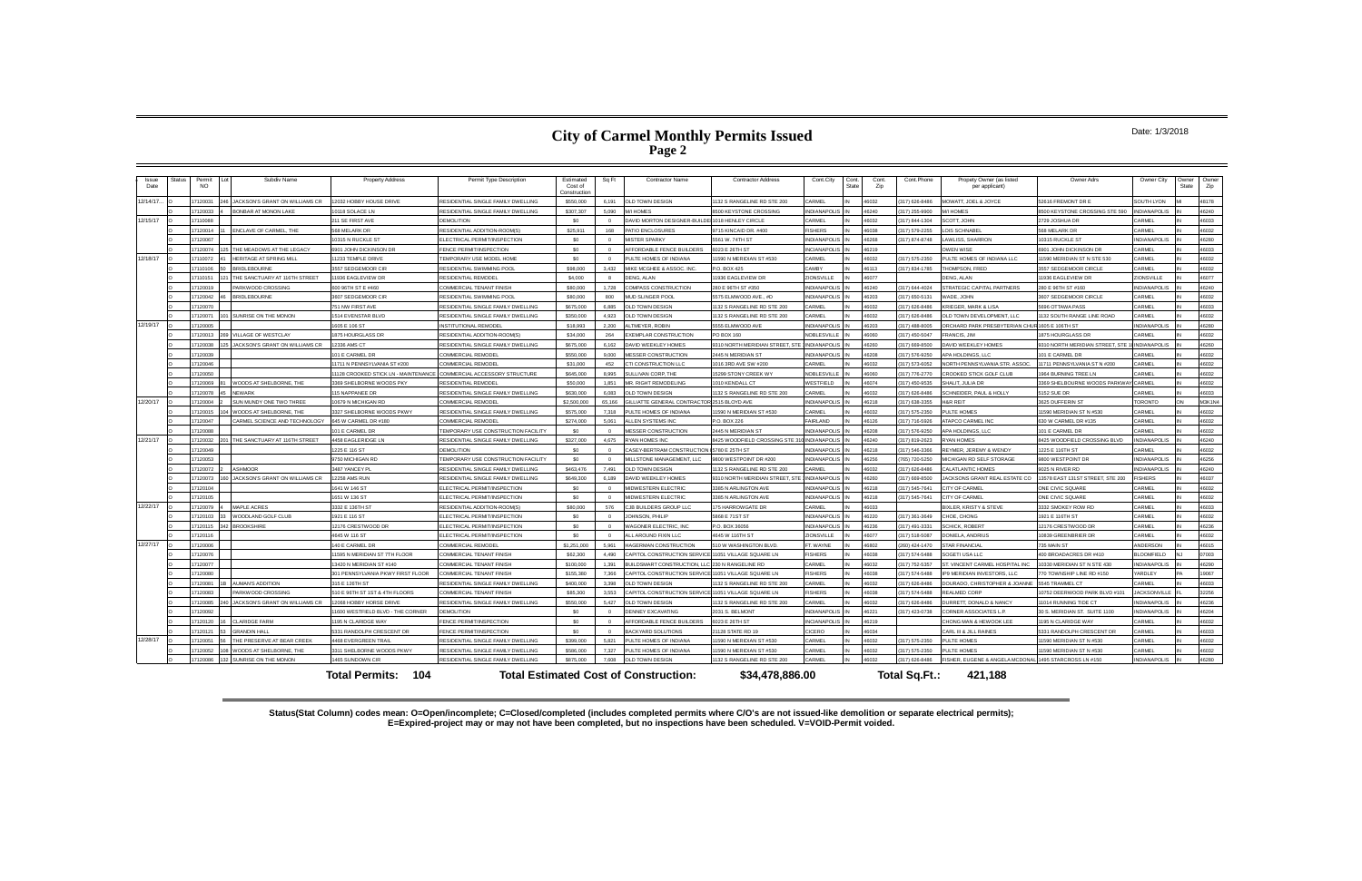# City of Carmel Monthly Permits Issued

## Page 2

Date: 1/3/2018

| Issue Date | Status | Permit NO | Lot | Subdiv Name | Property Address | Permit Type Description | Estimated Cost of Construction | Sq Ft | Contractor Name | Contractor Address | Cont.City | Cont. State | Cont. Zip | Cont.Phone | Propety Owner (as listed per applicant) | Owner Adrs | Owner City | Owner State | Owner Zip |
|---|---|---|---|---|---|---|---|---|---|---|---|---|---|---|---|---|---|---|---|
| 12/14/17 | O | 17120031 | 246 | JACKSON'S GRANT ON WILLIAMS CR | 12032 HOBBY HOUSE DRIVE | RESIDENTIAL SINGLE FAMILY DWELLING | $550,000 | 6,191 | OLD TOWN DESIGN | 1132 S RANGELINE RD STE 200 | CARMEL | IN | 46032 | (317) 626-8486 | MOWATT, JOEL & JOYCE | 52616 FREMONT DR E | SOUTH LYON | MI | 48178 |
| | O | 17120033 | 4 | BONBAR AT MONON LAKE | 10118 SOLACE LN | RESIDENTIAL SINGLE FAMILY DWELLING | $307,307 | 5,090 | M/I HOMES | 8500 KEYSTONE CROSSING | INDIANAPOLIS | IN | 46240 | (317) 255-9900 | M/I HOMES | 8500 KEYSTONE CROSSING STE 590 | INDIANAPOLIS | IN | 46240 |
| 12/15/17 | O | 17110088 | | | 211 SE FIRST AVE | DEMOLITION | $0 | 0 | DAVID MORTON DESIGNER-BUILDER | 1018 HENLEY CIRCLE | CARMEL | IN | 46032 | (317) 844-1304 | SCOTT, JOHN | 2729 JOSHUA DR | CARMEL | IN | 46033 |
| | O | 17120014 | 31 | ENCLAVE OF CARMEL, THE | 568 MELARK DR | RESIDENTIAL ADDITION-ROOM(S) | $25,911 | 168 | PATIO ENCLOSURES | 9715 KINCAID DR. #400 | FISHERS | IN | 46038 | (317) 579-2255 | LOIS SCHNABEL | 568 MELARK DR | CARMEL | IN | 46032 |
| | O | 17120067 | | | 10315 N RUCKLE ST | ELECTRICAL PERMIT/INSPECTION | $0 | 0 | MISTER SPARKY | 5561 W. 74TH ST | INDIANAPOLIS | IN | 46268 | (317) 874-8748 | LAWLISS, SHARRON | 10315 RUCKLE ST | INDIANAPOLIS | IN | 46280 |
| | O | 17120074 | 125 | THE MEADOWS AT THE LEGACY | 6901 JOHN DICKINSON DR | FENCE PERMIT/INSPECTION | $0 | 0 | AFFORDABLE FENCE BUILDERS | 6023 E 26TH ST | INDIANAPOLIS | IN | 46219 | | OWEN WISE | 6901 JOHN DICKINSON DR | CARMEL | IN | 46033 |
| 12/18/17 | O | 17110072 | 41 | HERITAGE AT SPRING MILL | 11233 TEMPLE DRIVE | TEMPORARY USE MODEL HOME | $0 | 0 | PULTE HOMES OF INDIANA | 11590 N MERIDIAN ST #530 | CARMEL | IN | 46032 | (317) 575-2350 | PULTE HOMES OF INDIANA LLC | 11590 MERIDIAN ST N STE 530 | CARMEL | IN | 46032 |
| | O | 17110106 | 50 | BRIDLEBOURNE | 3557 SEDGEMOOR CIR | RESIDENTIAL SWIMMING POOL | $98,000 | 3,432 | MIKE MCGHEE & ASSOC. INC. | P.O. BOX 425 | CAMBY | IN | 46113 | (317) 834-1785 | THOMPSON, FRED | 3557 SEDGEMOOR CIRCLE | CARMEL | IN | 46032 |
| | O | 17110151 | 121 | THE SANCTUARY AT 116TH STREET | 11936 EAGLEVIEW DR | RESIDENTIAL REMODEL | $4,000 | 8 | DENG, ALAN | 11936 EAGLEVIEW DR | ZIONSVILLE | IN | 46077 | | DENG, ALAN | 11936 EAGLEVIEW DR | ZIONSVILLE | IN | 46077 |
| | O | 17120019 | | PARKWOOD CROSSING | 600 96TH ST E #460 | COMMERCIAL TENANT FINISH | $80,000 | 1,728 | COMPASS CONSTRUCTION | 280 E 96TH ST #350 | INDIANAPOLIS | IN | 46240 | (317) 644-4024 | STRATEGIC CAPITAL PARTNERS | 280 E 96TH ST #160 | INDIANAPOLIS | IN | 46240 |
| | O | 17120042 | 46 | BRIDLEBOURNE | 3607 SEDGEMOOR CIR | RESIDENTIAL SWIMMING POOL | $80,000 | 800 | MUD SLINGER POOL | 5575 ELMWOOD AVE., #D | INDIANAPOLIS | IN | 46203 | (317) 650-5131 | WADE, JOHN | 3607 SEDGEMOOR CIRCLE | CARMEL | IN | 46032 |
| | O | 17120070 | | | 751 NW FIRST AVE | RESIDENTIAL SINGLE FAMILY DWELLING | $675,000 | 6,885 | OLD TOWN DESIGN | 1132 S RANGELINE RD STE 200 | CARMEL | IN | 46032 | (317) 626-8486 | KRIEGER, MARK & LISA | 5696 OTTAWA PASS | CARMEL | IN | 46033 |
| | O | 17120071 | 101 | SUNRISE ON THE MONON | 1514 EVENSTAR BLVD | RESIDENTIAL SINGLE FAMILY DWELLING | $350,000 | 4,923 | OLD TOWN DESIGN | 1132 S RANGELINE RD STE 200 | CARMEL | IN | 46032 | (317) 626-8486 | OLD TOWN DEVELOPMENT, LLC | 1132 SOUTH RANGE LINE ROAD | CARMEL | IN | 46032 |
| 12/19/17 | O | 17120005 | | | 1605 E 106 ST | INSTITUTIONAL REMODEL | $18,993 | 2,200 | ALTMEYER, ROBIN | 5555 ELMWOOD AVE | INDIANAPOLIS | IN | 46203 | (317) 488-8005 | ORCHARD PARK PRESBYTERIAN CHURCH | 1605 E 106TH ST | INDIANAPOLIS | IN | 46280 |
| | O | 17120013 | 269 | VILLAGE OF WESTCLAY | 1875 HOURGLASS DR | RESIDENTIAL ADDITION-ROOM(S) | $34,000 | 264 | EXEMPLAR CONSTRUCTION | PO BOX 160 | NOBLESVILLE | IN | 46060 | (317) 450-5047 | FRANCIS, JIM | 1875 HOURGLASS DR | CARMEL | IN | 46032 |
| | O | 17120038 | 125 | JACKSON'S GRANT ON WILLIAMS CR | 12336 AMS CT | RESIDENTIAL SINGLE FAMILY DWELLING | $675,000 | 6,162 | DAVID WEEKLEY HOMES | 9310 NORTH MERIDIAN STREET, STE 100 | INDIANAPOLIS | IN | 46260 | (317) 669-8500 | DAVID WEEKLEY HOMES | 9310 NORTH MERIDIAN STREET, STE 100 | INDIANAPOLIS | IN | 46260 |
| | O | 17120039 | | | 101 E CARMEL DR | COMMERCIAL REMODEL | $550,000 | 9,000 | MESSER CONSTRUCTION | 2445 N MERIDIAN ST | INDIANAPOLIS | IN | 46208 | (317) 576-9250 | APA HOLDINGS, LLC | 101 E CARMEL DR | CARMEL | IN | 46032 |
| | O | 17120046 | | | 11711 N PENNSYLVANIA ST #200 | COMMERCIAL REMODEL | $31,000 | 452 | CTI CONSTRUCTION LLC | 1016 3RD AVE SW #200 | CARMEL | IN | 46032 | (317) 573-6052 | NORTH PENNSYLVANIA STR. ASSOC. | 11711 PENNSYLVANIA ST N #200 | CARMEL | IN | 46032 |
| | O | 17120050 | | | 11128 CROOKED STICK LN - MAINTENANCE | COMMERCIAL ACCESSORY STRUCTURE | $645,000 | 8,995 | SULLIVAN CORP, THE | 15299 STONY CREEK WY | NOBLESVILLE | IN | 46060 | (317) 776-2770 | CROOKED STICK GOLF CLUB | 1964 BURNING TREE LN | CARMEL | IN | 46032 |
| | O | 17120069 | 81 | WOODS AT SHELBORNE, THE | 3369 SHELBORNE WOODS PKY | RESIDENTIAL REMODEL | $50,000 | 1,851 | MR. RIGHT REMODELING | 1010 KENDALL CT | WESTFIELD | IN | 46074 | (317) 450-9535 | SHALIT, JULIA DR | 3369 SHELBOURNE WOODS PARKWAY | CARMEL | IN | 46032 |
| | O | 17120078 | 45 | NEWARK | 115 NAPPANEE DR | RESIDENTIAL SINGLE FAMILY DWELLING | $630,000 | 6,083 | OLD TOWN DESIGN | 1132 S RANGELINE RD STE 200 | CARMEL | IN | 46032 | (317) 626-8486 | SCHNEIDER, PAUL & HOLLY | 5152 SUE DR | CARMEL | IN | 46033 |
| 12/20/17 | O | 17120004 | 2 | SUN MUNDY ONE TWO THREE | 10679 N MICHIGAN RD | COMMERCIAL REMODEL | $2,500,000 | 65,166 | GILLIATTE GENERAL CONTRACTORS | 2515 BLOYD AVE | INDIANAPOLIS | IN | 46218 | (317) 638-3355 | H&R REIT | 3625 DUFFERIN ST | TORONTO | ON | M3K1N4 |
| | O | 17120015 | 104 | WOODS AT SHELBORNE, THE | 3327 SHELBORNE WOODS PKWY | RESIDENTIAL SINGLE FAMILY DWELLING | $575,000 | 7,318 | PULTE HOMES OF INDIANA | 11590 N MERIDIAN ST #530 | CARMEL | IN | 46032 | (317) 575-2350 | PULTE HOMES | 11590 MERIDIAN ST N #530 | CARMEL | IN | 46032 |
| | O | 17120047 | | CARMEL SCIENCE AND TECHNOLOGY | 645 W CARMEL DR #180 | COMMERCIAL REMODEL | $274,000 | 5,061 | ALLEN SYSTEMS INC | P.O. BOX 226 | FAIRLAND | IN | 46126 | (317) 716-0926 | ATAPCO CARMEL INC | 630 W CARMEL DR #125 | CARMEL | IN | 46032 |
| | O | 17120088 | | | 101 E CARMEL DR | TEMPORARY USE CONSTRUCTION FACILITY | $0 | 0 | MESSER CONSTRUCTION | 2445 N MERIDIAN ST | INDIANAPOLIS | IN | 46208 | (317) 576-9250 | APA HOLDINGS, LLC | 101 E CARMEL DR | CARMEL | IN | 46032 |
| 12/21/17 | O | 17120032 | 201 | THE SANCTUARY AT 116TH STREET | 4458 EAGLERIDGE LN | RESIDENTIAL SINGLE FAMILY DWELLING | $327,000 | 4,675 | RYAN HOMES INC | 8425 WOODFIELD CROSSING STE 310W | INDIANAPOLIS | IN | 46240 | (317) 819-2623 | RYAN HOMES | 8425 WOODFIELD CROSSING BLVD | INDIANAPOLIS | IN | 46240 |
| | O | 17120049 | | | 1225 E 116 ST | DEMOLITION | $0 | 0 | CASEY-BERTRAM CONSTRUCTION INC | 5780 E 25TH ST | INDIANAPOLIS | IN | 46218 | (317) 546-3366 | REYMER, JEREMY & WENDY | 1225 E 116TH ST | CARMEL | IN | 46032 |
| | O | 17120053 | | | 9750 MICHIGAN RD | TEMPORARY USE CONSTRUCTION FACILITY | $0 | 0 | MILLSTONE MANAGEMENT, LLC | 9800 WESTPOINT DR #200 | INDIANAPOLIS | IN | 46256 | (765) 720-5250 | MICHIGAN RD SELF STORAGE | 9800 WESTPOINT DR | INDIANAPOLIS | IN | 46256 |
| | O | 17120072 | 2 | ASHMOOR | 3487 YANCEY PL | RESIDENTIAL SINGLE FAMILY DWELLING | $463,476 | 7,491 | OLD TOWN DESIGN | 1132 S RANGELINE RD STE 200 | CARMEL | IN | 46032 | (317) 626-8486 | CALATLANTIC HOMES | 9025 N RIVER RD | INDIANAPOLIS | IN | 46240 |
| | O | 17120073 | 160 | JACKSON'S GRANT ON WILLIAMS CR | 12258 AMS RUN | RESIDENTIAL SINGLE FAMILY DWELLING | $649,300 | 6,189 | DAVID WEEKLEY HOMES | 9310 NORTH MERIDIAN STREET, STE 100 | INDIANAPOLIS | IN | 46260 | (317) 669-8500 | JACKSONS GRANT REAL ESTATE CO | 13578 EAST 131ST STREET, STE 200 | FISHERS | IN | 46037 |
| | O | 17120104 | | | 1641 W 146 ST | ELECTRICAL PERMIT/INSPECTION | $0 | 0 | MIDWESTERN ELECTRIC | 3385 N ARLINGTON AVE | INDIANAPOLIS | IN | 46218 | (317) 545-7641 | CITY OF CARMEL | ONE CIVIC SQUARE | CARMEL | IN | 46032 |
| | O | 17120105 | | | 1651 W 136 ST | ELECTRICAL PERMIT/INSPECTION | $0 | 0 | MIDWESTERN ELECTRIC | 3385 N ARLINGTON AVE | INDIANAPOLIS | IN | 46218 | (317) 545-7641 | CITY OF CARMEL | ONE CIVIC SQUARE | CARMEL | IN | 46032 |
| 12/22/17 | O | 17120079 | 4 | MAPLE ACRES | 3332 E 136TH ST | RESIDENTIAL ADDITION-ROOM(S) | $80,000 | 576 | CJB BUILDERS GROUP LLC | 175 HARROWGATE DR | CARMEL | IN | 46033 | | BIXLER, KRISTY & STEVE | 3332 SMOKEY ROW RD | CARMEL | IN | 46033 |
| | O | 17120103 | 33 | WOODLAND GOLF CLUB | 1921 E 116 ST | ELECTRICAL PERMIT/INSPECTION | $0 | 0 | JOHNSON, PHILIP | 5868 E 71ST ST | INDIANAPOLIS | IN | 46220 | (317) 361-3649 | CHOE, CHONG | 1921 E 116TH ST | CARMEL | IN | 46032 |
| | O | 17120115 | 342 | BROOKSHIRE | 12176 CRESTWOOD DR | ELECTRICAL PERMIT/INSPECTION | $0 | 0 | WAGONER ELECTRIC, INC | P.O. BOX 36056 | INDIANAPOLIS | IN | 46236 | (317) 491-3331 | SCHICK, ROBERT | 12176 CRESTWOOD DR | CARMEL | IN | 46236 |
| | O | 17120116 | | | 4645 W 116 ST | ELECTRICAL PERMIT/INSPECTION | $0 | 0 | ALLAROUND FIXIN LLC | 4645 W 116TH ST | ZIONSVILLE | IN | 46077 | (317) 518-5087 | DONELA, ANDRIUS | 10839 GREENBRIER DR | CARMEL | IN | 46032 |
| 12/27/17 | O | 17120006 | | | 140 E CARMEL DR | COMMERCIAL REMODEL | $1,251,000 | 5,961 | HAGERMAN CONSTRUCTION | 510 W WASHINGTON BLVD. | FT. WAYNE | IN | 46802 | (260) 424-1470 | STAR FINANCIAL | 735 MAIN ST | ANDERSON | IN | 46015 |
| | O | 17120076 | | | 11595 N MERIDIAN ST 7TH FLOOR | COMMERCIAL TENANT FINISH | $62,300 | 4,490 | CAPITOL CONSTRUCTION SERVICES | 11051 VILLAGE SQUARE LN. | FISHERS | IN | 46038 | (317) 574-5488 | SOGETI USA LLC | 400 BROADACRES DR #410 | BLOOMFIELD | NJ | 07003 |
| | O | 17120077 | | | 13420 N MERIDIAN ST #140 | COMMERCIAL TENANT FINISH | $100,000 | 1,391 | BUILDSMART CONSTRUCTION, LLC | 230 N RANGELINE RD | CARMEL | IN | 46032 | (317) 752-5357 | ST. VINCENT CARMEL HOSPITAL INC | 10330 MERIDIAN ST N STE 430 | INDIANAPOLIS | IN | 46290 |
| | O | 17120080 | | | 301 PENNSYLVANIA PKWY FIRST FLOOR | COMMERCIAL TENANT FINISH | $155,380 | 7,364 | CAPITOL CONSTRUCTION SERVICES | 11051 VILLAGE SQUARE LN. | FISHERS | IN | 46038 | (317) 574-5488 | IP9 MERIDIAN INVESTORS, LLC | 770 TOWNSHIP LINE RD #150 | YARDLEY | PA | 19067 |
| | O | 17120081 | 18 | AUMAN'S ADDITION | 315 E 126TH ST | RESIDENTIAL SINGLE FAMILY DWELLING | $400,000 | 3,398 | OLD TOWN DESIGN | 1132 S RANGELINE RD STE 200 | CARMEL | IN | 46032 | (317) 626-8486 | DOURADO, CHRISTOPHER & JOANNE | 5545 TRAMMEL CT | CARMEL | IN | 46033 |
| | O | 17120083 | | PARKWOOD CROSSING | 510 E 96TH ST 1ST & 4TH FLOORS | COMMERCIAL TENANT FINISH | $85,300 | 3,553 | CAPITOL CONSTRUCTION SERVICES | 11051 VILLAGE SQUARE LN. | FISHERS | IN | 46038 | (317) 574-5488 | REALMED CORP | 10752 DEERWOOD PARK BLVD #101 | JACKSONVILLE | FL | 32256 |
| | O | 17120085 | 240 | JACKSON'S GRANT ON WILLIAMS CR | 12068 HOBBY HORSE DRIVE | RESIDENTIAL SINGLE FAMILY DWELLING | $550,000 | 5,427 | OLD TOWN DESIGN | 1132 S RANGELINE RD STE 200 | CARMEL | IN | 46032 | (317) 626-8486 | DURRETT, DONALD & NANCY | 11014 RUNNING TIDE CT | INDIANAPOLIS | IN | 46236 |
| | O | 17120092 | | | 11600 WESTFIELD BLVD - THE CORNER | DEMOLITION | $0 | 0 | DENNEY EXCAVATING | 2031 S. BELMONT | INDIANAPOLIS | IN | 46221 | (317) 423-0738 | CORNER ASSOCIATES L.P. | 30 S. MERIDIAN ST. SUITE 1100 | INDIANAPOLIS | IN | 46204 |
| | O | 17120120 | 16 | CLARIDGE FARM | 1195 N CLARIDGE WAY | FENCE PERMIT/INSPECTION | $0 | 0 | AFFORDABLE FENCE BUILDERS | 6023 E 26TH ST | INDIANAPOLIS | IN | 46219 | | CHONG MAN & HEWOOK LEE | 1195 N CLARIDGE WAY | CARMEL | IN | 46032 |
| | O | 17120121 | 53 | GRANDIN HALL | 5331 RANDOLPH CRESCENT DR | FENCE PERMIT/INSPECTION | $0 | 0 | BACKYARD SOLUTIONS | 21128 STATE RD 19 | CICERO | IN | 46034 | | CARL III & JILL RAINES | 5331 RANDOLPH CRESCENT DR | CARMEL | IN | 46033 |
| 12/28/17 | O | 17120051 | 56 | THE PRESERVE AT BEAR CREEK | 4468 EVERGREEN TRAIL | RESIDENTIAL SINGLE FAMILY DWELLING | $399,000 | 5,821 | PULTE HOMES OF INDIANA | 11590 N MERIDIAN ST #530 | CARMEL | IN | 46032 | (317) 575-2350 | PULTE HOMES | 11590 MERIDIAN ST N #530 | CARMEL | IN | 46032 |
| | O | 17120052 | 108 | WOODS AT SHELBORNE, THE | 3311 SHELBORNE WOODS PKWY | RESIDENTIAL SINGLE FAMILY DWELLING | $586,000 | 7,327 | PULTE HOMES OF INDIANA | 11590 N MERIDIAN ST #530 | CARMEL | IN | 46032 | (317) 575-2350 | PULTE HOMES | 11590 MERIDIAN ST N #530 | CARMEL | IN | 46032 |
| | O | 17120086 | 132 | SUNRISE ON THE MONON | 1465 SUNDOWN CIR | RESIDENTIAL SINGLE FAMILY DWELLING | $875,000 | 7,938 | OLD TOWN DESIGN | 1132 S RANGELINE RD STE 200 | CARMEL | IN | 46032 | (317) 626-8486 | FISHER, EUGENE & ANGELA MCDONALD | 1495 STARCROSS LN #150 | INDIANAPOLIS | IN | 46280 |

**Total Permits: 104** **Total Estimated Cost of Construction: $34,478,886.00** **Total Sq.Ft.: 421,188**

**Status(Stat Column) codes mean: O=Open/incomplete; C=Closed/completed (includes completed permits where C/O's are not issued-like demolition or separate electrical permits); E=Expired-project may or may not have been completed, but no inspections have been scheduled. V=VOID-Permit voided.**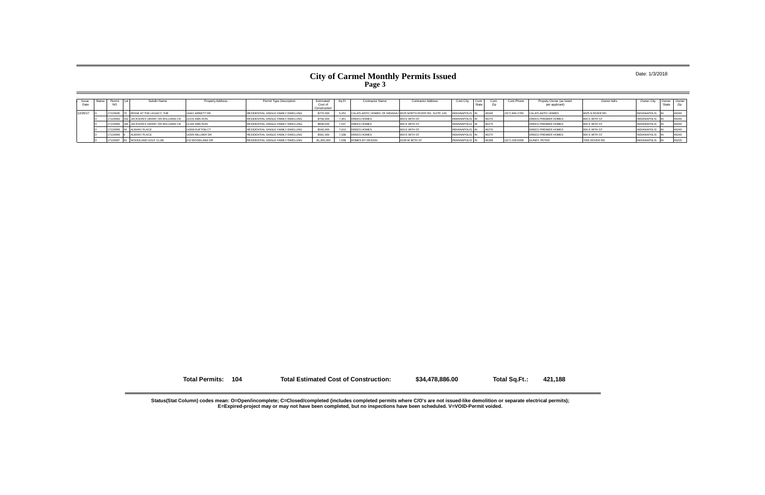# City of Carmel Monthly Permits Issued

**Page 3**

Date: 1/3/2018

| Issue Date | Status | Permit NO. | Lot | Subdiv Name | Property Address | Permit Type Description | Estimated Cost of Construction | Sq Ft | Contractor Name | Contractor Address | Cont.City | Cont. State | Cont. Zip | Cont.Phone | Propety Owner (as listed per applicant) | Owner Adrs | Owner City | Owner State | Owner Zip |
|---|---|---|---|---|---|---|---|---|---|---|---|---|---|---|---|---|---|---|---|
| 12/29/17 | O | 17120045 | 70 | RIDGE AT THE LEGACY, THE | 14441 ARNETT DR | RESIDENTIAL SINGLE FAMILY DWELLING | $270,000 | 5,252 | CALATLANTIC HOMES OF INDIANA I | 9025 NORTH RIVER RD, SUITE 100 | INDIANAPOLIS | IN | 46240 | (317) 846-2783 | CALATLANTIC HOMES | 9025 N RIVER RD | INDIANAPOLIS | IN | 46240 |
| | O | 17120093 | 152 | JACKSON'S GRANT ON WILLIAMS CR | 12215 AMS RUN | RESIDENTIAL SINGLE FAMILY DWELLING | $758,000 | 7,351 | DREES HOMES | 900 E 96TH ST | INDIANAPOLIS | IN | 46270 | | DREES PREMIER HOMES | 900 E 96TH ST | INDIANAPOLIS | IN | 46240 |
| | O | 17120094 | 183 | JACKSON'S GRANT ON WILLIAMS CR | 12144 AMS RUN | RESIDENTIAL SINGLE FAMILY DWELLING | $608,000 | 7,037 | DREES HOMES | 900 E 96TH ST | INDIANAPOLIS | IN | 46270 | | DREES PREMIER HOMES | 900 E 96TH ST | INDIANAPOLIS | IN | 46240 |
| | O | 17120095 | 34 | ALBANY PLACE | 14308 DUFTON CT | RESIDENTIAL SINGLE FAMILY DWELLING | $540,000 | 7,010 | DREES HOMES | 900 E 96TH ST | INDIANAPOLIS | IN | 46270 | | DREES PREMIER HOMES | 900 E 96TH ST | INDIANAPOLIS | IN | 46240 |
| | O | 17120096 | 6 | ALBANY PLACE | 14295 MILLNER DR | RESIDENTIAL SINGLE FAMILY DWELLING | $591,000 | 7,338 | DREES HOMES | 900 E 96TH ST | INDIANAPOLIS | IN | 46270 | | DREES PREMIER HOMES | 900 E 96TH ST | INDIANAPOLIS | IN | 46240 |
| | O | 17120097 | 43 | WOODLAND GOLF CLUB | 210 WOODLAND DR | RESIDENTIAL SINGLE FAMILY DWELLING | $1,300,000 | 7,038 | HOMES BY DESIGN | 4239 W 96TH ST | INDIANAPOLIS | IN | 46268 | (317) 228-0058 | GUNDY, PETER | 7055 DOVER RD | INDIANAPOLIS | IN | 46220 |

**Total Permits: 104** **Total Estimated Cost of Construction: $34,478,886.00** **Total Sq.Ft.: 421,188**

**Status(Stat Column) codes mean: O=Open/incomplete; C=Closed/completed (includes completed permits where C/O's are not issued-like demolition or separate electrical permits); E=Expired-project may or may not have been completed, but no inspections have been scheduled. V=VOID-Permit voided.**